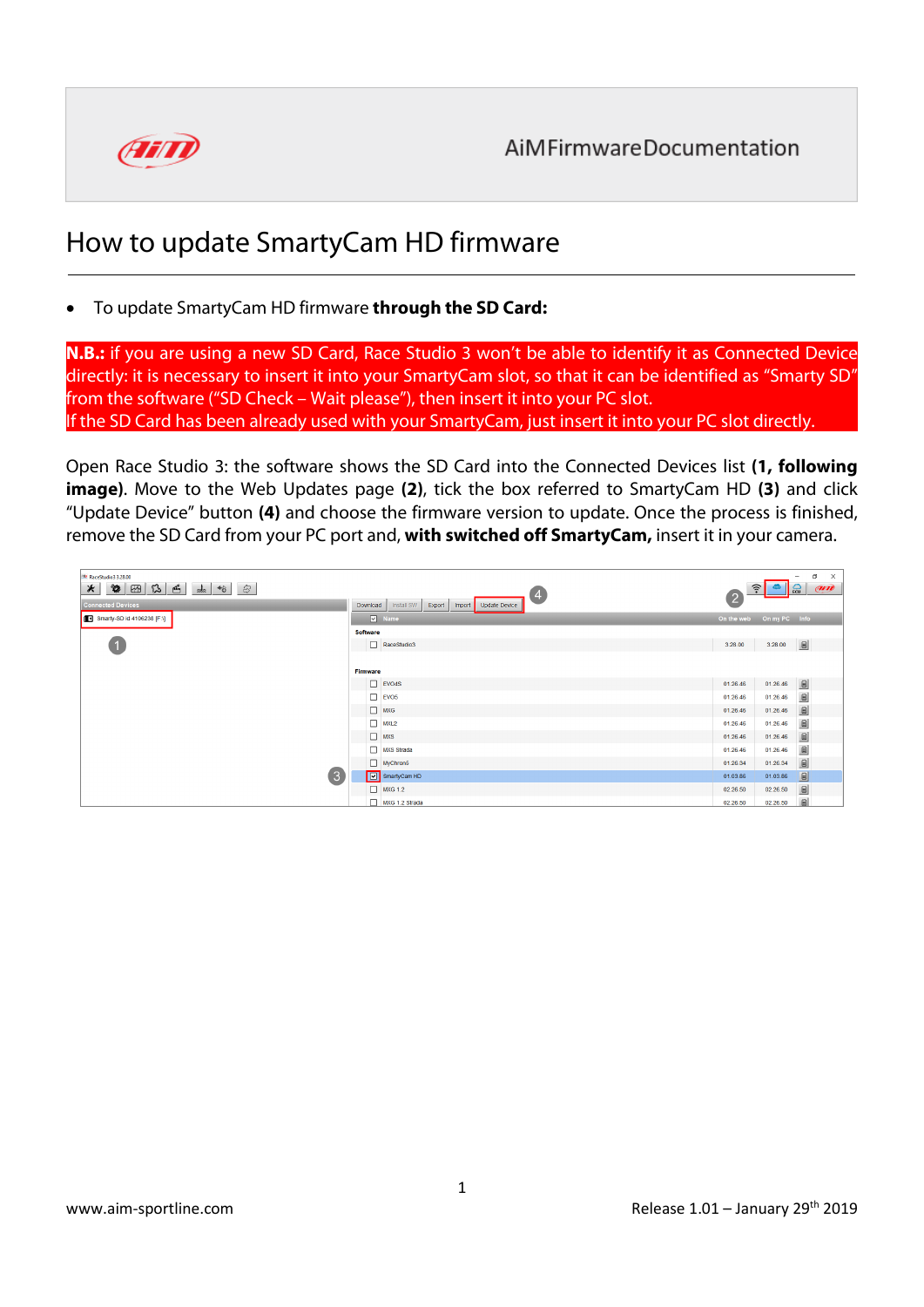# How to update SmartyCam HD firmware

- To update SmartyCam HD firmware **through the SD Card:**

**N.B.:** if you are using a new SD Card, Race Studio 3 won't be able to identify it as Connected Device directly: it is necessary to insert it into your SmartyCam slot, so that it can be identified as "Smarty SD" from the software ("SD Check – Wait please"), then insert it into your PC slot.
If the SD Card has been already used with your SmartyCam, just insert it into your PC slot directly.

Open Race Studio 3: the software shows the SD Card into the Connected Devices list **(1, following image)**. Move to the Web Updates page **(2)**, tick the box referred to SmartyCam HD **(3)** and click "Update Device" button **(4)** and choose the firmware version to update. Once the process is finished, remove the SD Card from your PC port and, **with switched off SmartyCam,** insert it in your camera.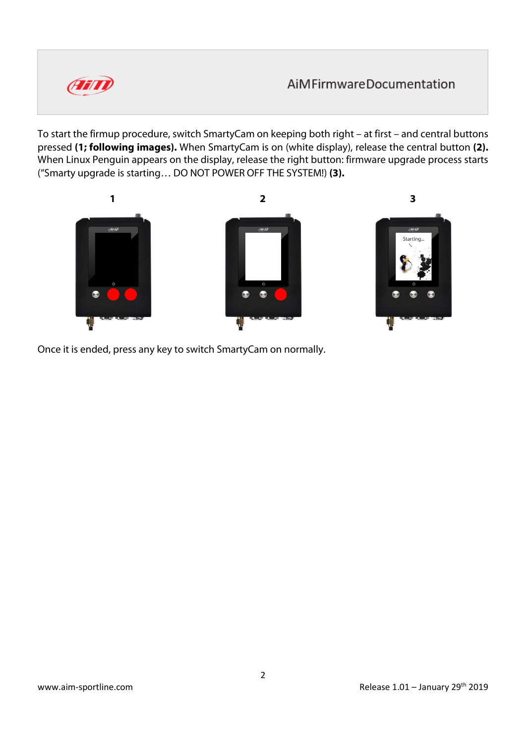To start the firmup procedure, switch SmartyCam on keeping both right – at first – and central buttons pressed **(1; following images).** When SmartyCam is on (white display), release the central button **(2).** When Linux Penguin appears on the display, release the right button: firmware upgrade process starts ("Smarty upgrade is starting… DO NOT POWER OFF THE SYSTEM!) **(3).**

**1** **2** **3**

Once it is ended, press any key to switch SmartyCam on normally.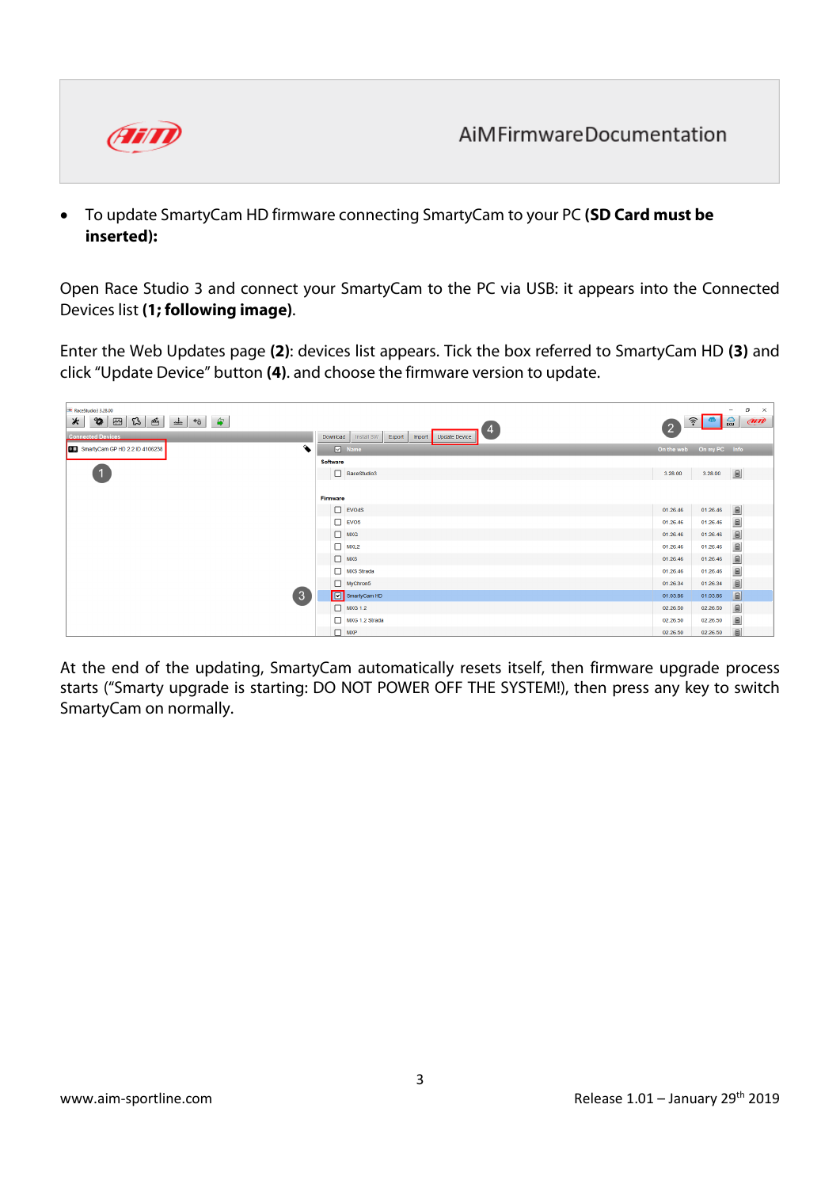- To update SmartyCam HD firmware connecting SmartyCam to your PC **(SD Card must be inserted):**

Open Race Studio 3 and connect your SmartyCam to the PC via USB: it appears into the Connected Devices list **(1; following image)**.

Enter the Web Updates page **(2)**: devices list appears. Tick the box referred to SmartyCam HD **(3)** and click "Update Device" button **(4)**. and choose the firmware version to update.

At the end of the updating, SmartyCam automatically resets itself, then firmware upgrade process starts ("Smarty upgrade is starting: DO NOT POWER OFF THE SYSTEM!), then press any key to switch SmartyCam on normally.